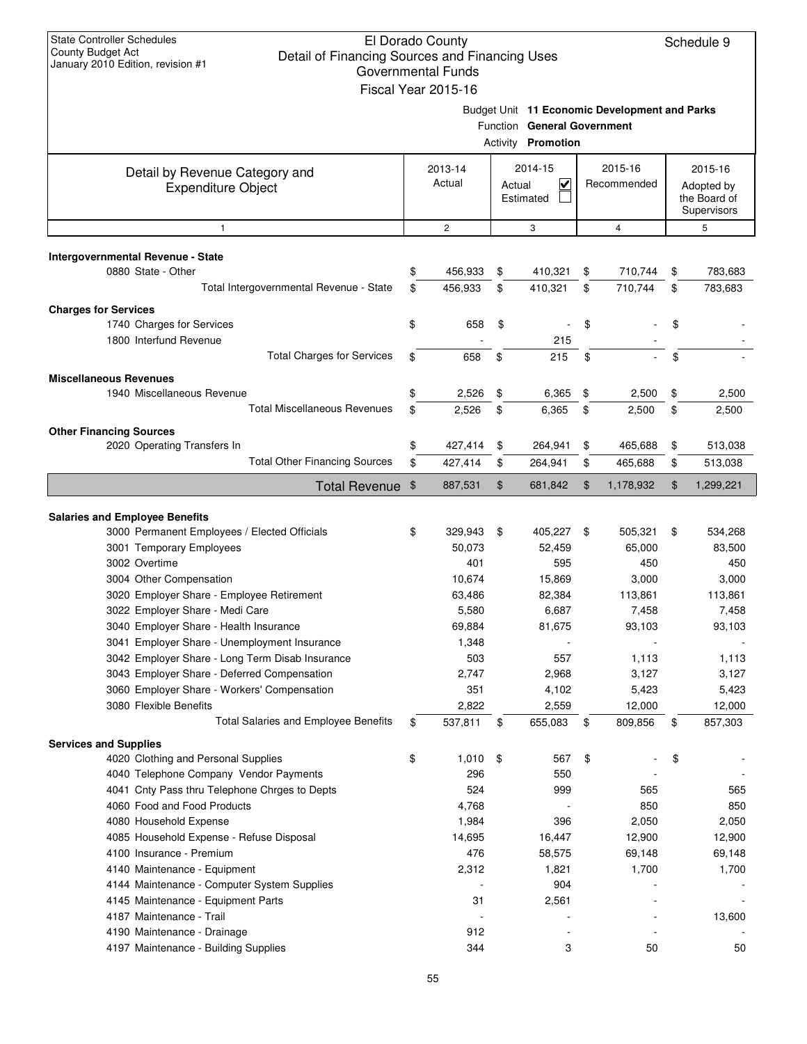State Controller Schedules
County Budget Act
January 2010 Edition, revision #1

# El Dorado County
## Detail of Financing Sources and Financing Uses
### Governmental Funds
### Fiscal Year 2015-16

Schedule 9

Budget Unit **11 Economic Development and Parks**
Function **General Government**
Activity **Promotion**

| Detail by Revenue Category and Expenditure Object | 2013-14 Actual | 2014-15 Actual ☑ Estimated ☐ | 2015-16 Recommended | 2015-16 Adopted by the Board of Supervisors |
|---|---|---|---|---|
| 1 | 2 | 3 | 4 | 5 |
| **Intergovernmental Revenue - State** | | | | |
| 0880 State - Other | $ 456,933 | $ 410,321 | $ 710,744 | $ 783,683 |
| Total Intergovernmental Revenue - State | $ 456,933 | $ 410,321 | $ 710,744 | $ 783,683 |
| **Charges for Services** | | | | |
| 1740 Charges for Services | $ 658 | $ - | $ - | $ - |
| 1800 Interfund Revenue | - | 215 | - | - |
| Total Charges for Services | $ 658 | $ 215 | $ - | $ - |
| **Miscellaneous Revenues** | | | | |
| 1940 Miscellaneous Revenue | $ 2,526 | $ 6,365 | $ 2,500 | $ 2,500 |
| Total Miscellaneous Revenues | $ 2,526 | $ 6,365 | $ 2,500 | $ 2,500 |
| **Other Financing Sources** | | | | |
| 2020 Operating Transfers In | $ 427,414 | $ 264,941 | $ 465,688 | $ 513,038 |
| Total Other Financing Sources | $ 427,414 | $ 264,941 | $ 465,688 | $ 513,038 |
| **Total Revenue** | $ 887,531 | $ 681,842 | $ 1,178,932 | $ 1,299,221 |
| **Salaries and Employee Benefits** | | | | |
| 3000 Permanent Employees / Elected Officials | $ 329,943 | $ 405,227 | $ 505,321 | $ 534,268 |
| 3001 Temporary Employees | 50,073 | 52,459 | 65,000 | 83,500 |
| 3002 Overtime | 401 | 595 | 450 | 450 |
| 3004 Other Compensation | 10,674 | 15,869 | 3,000 | 3,000 |
| 3020 Employer Share - Employee Retirement | 63,486 | 82,384 | 113,861 | 113,861 |
| 3022 Employer Share - Medi Care | 5,580 | 6,687 | 7,458 | 7,458 |
| 3040 Employer Share - Health Insurance | 69,884 | 81,675 | 93,103 | 93,103 |
| 3041 Employer Share - Unemployment Insurance | 1,348 | - | - | - |
| 3042 Employer Share - Long Term Disab Insurance | 503 | 557 | 1,113 | 1,113 |
| 3043 Employer Share - Deferred Compensation | 2,747 | 2,968 | 3,127 | 3,127 |
| 3060 Employer Share - Workers' Compensation | 351 | 4,102 | 5,423 | 5,423 |
| 3080 Flexible Benefits | 2,822 | 2,559 | 12,000 | 12,000 |
| Total Salaries and Employee Benefits | $ 537,811 | $ 655,083 | $ 809,856 | $ 857,303 |
| **Services and Supplies** | | | | |
| 4020 Clothing and Personal Supplies | $ 1,010 | $ 567 | $ - | $ - |
| 4040 Telephone Company Vendor Payments | 296 | 550 | - | - |
| 4041 Cnty Pass thru Telephone Chrges to Depts | 524 | 999 | 565 | 565 |
| 4060 Food and Food Products | 4,768 | - | 850 | 850 |
| 4080 Household Expense | 1,984 | 396 | 2,050 | 2,050 |
| 4085 Household Expense - Refuse Disposal | 14,695 | 16,447 | 12,900 | 12,900 |
| 4100 Insurance - Premium | 476 | 58,575 | 69,148 | 69,148 |
| 4140 Maintenance - Equipment | 2,312 | 1,821 | 1,700 | 1,700 |
| 4144 Maintenance - Computer System Supplies | - | 904 | - | - |
| 4145 Maintenance - Equipment Parts | 31 | 2,561 | - | - |
| 4187 Maintenance - Trail | - | - | - | 13,600 |
| 4190 Maintenance - Drainage | 912 | - | - | - |
| 4197 Maintenance - Building Supplies | 344 | 3 | 50 | 50 |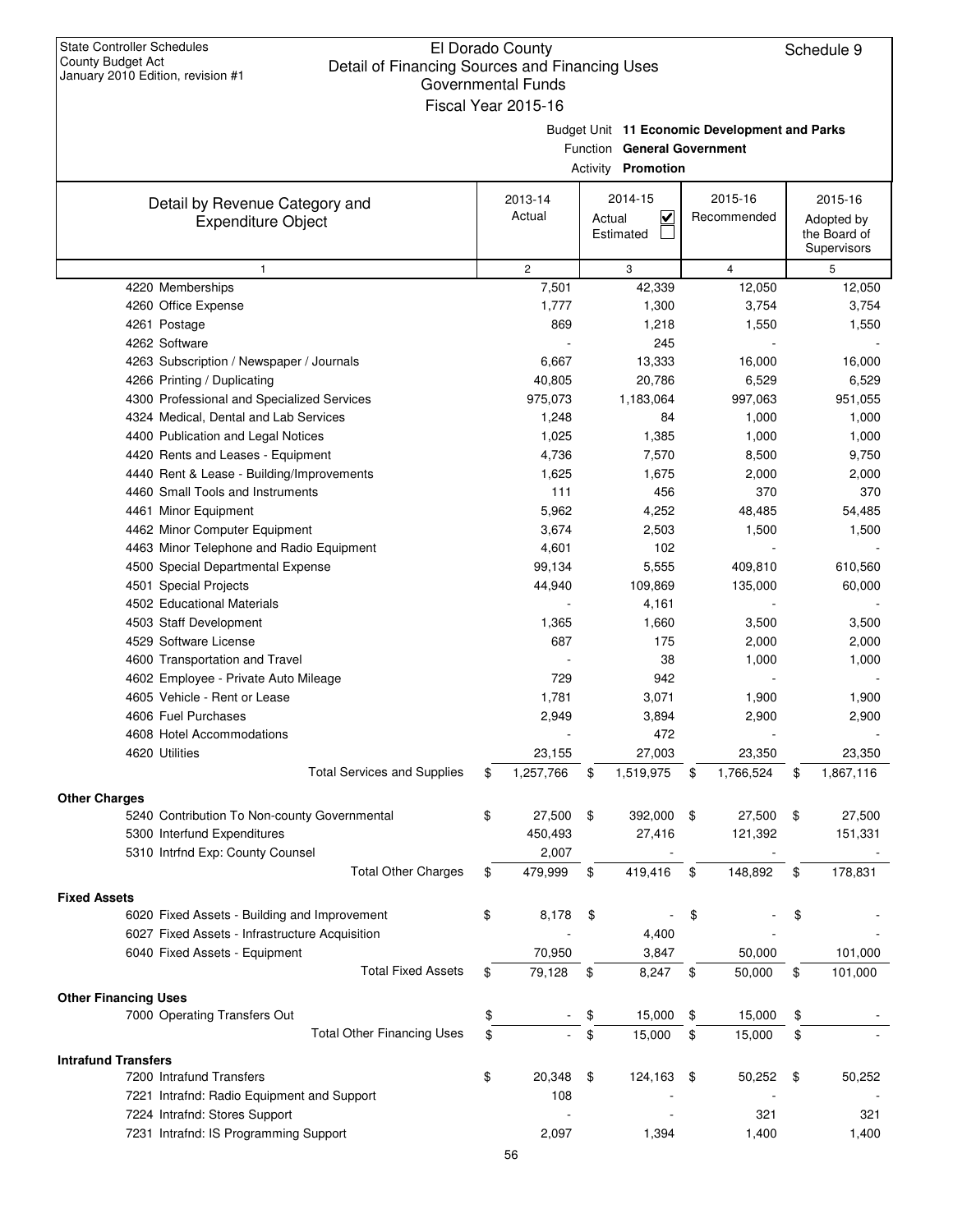State Controller Schedules
County Budget Act
January 2010 Edition, revision #1

# El Dorado County
## Detail of Financing Sources and Financing Uses
### Governmental Funds
### Fiscal Year 2015-16

Schedule 9

Budget Unit **11 Economic Development and Parks**
Function **General Government**
Activity **Promotion**

| Detail by Revenue Category and Expenditure Object | 2013-14 Actual | 2014-15 Actual ☑ Estimated ☐ | 2015-16 Recommended | 2015-16 Adopted by the Board of Supervisors |
|---|---|---|---|---|
| 1 | 2 | 3 | 4 | 5 |
| 4220 Memberships | 7,501 | 42,339 | 12,050 | 12,050 |
| 4260 Office Expense | 1,777 | 1,300 | 3,754 | 3,754 |
| 4261 Postage | 869 | 1,218 | 1,550 | 1,550 |
| 4262 Software | - | 245 | - | - |
| 4263 Subscription / Newspaper / Journals | 6,667 | 13,333 | 16,000 | 16,000 |
| 4266 Printing / Duplicating | 40,805 | 20,786 | 6,529 | 6,529 |
| 4300 Professional and Specialized Services | 975,073 | 1,183,064 | 997,063 | 951,055 |
| 4324 Medical, Dental and Lab Services | 1,248 | 84 | 1,000 | 1,000 |
| 4400 Publication and Legal Notices | 1,025 | 1,385 | 1,000 | 1,000 |
| 4420 Rents and Leases - Equipment | 4,736 | 7,570 | 8,500 | 9,750 |
| 4440 Rent & Lease - Building/Improvements | 1,625 | 1,675 | 2,000 | 2,000 |
| 4460 Small Tools and Instruments | 111 | 456 | 370 | 370 |
| 4461 Minor Equipment | 5,962 | 4,252 | 48,485 | 54,485 |
| 4462 Minor Computer Equipment | 3,674 | 2,503 | 1,500 | 1,500 |
| 4463 Minor Telephone and Radio Equipment | 4,601 | 102 | - | - |
| 4500 Special Departmental Expense | 99,134 | 5,555 | 409,810 | 610,560 |
| 4501 Special Projects | 44,940 | 109,869 | 135,000 | 60,000 |
| 4502 Educational Materials | - | 4,161 | - | - |
| 4503 Staff Development | 1,365 | 1,660 | 3,500 | 3,500 |
| 4529 Software License | 687 | 175 | 2,000 | 2,000 |
| 4600 Transportation and Travel | - | 38 | 1,000 | 1,000 |
| 4602 Employee - Private Auto Mileage | 729 | 942 | - | - |
| 4605 Vehicle - Rent or Lease | 1,781 | 3,071 | 1,900 | 1,900 |
| 4606 Fuel Purchases | 2,949 | 3,894 | 2,900 | 2,900 |
| 4608 Hotel Accommodations | - | 472 | - | - |
| 4620 Utilities | 23,155 | 27,003 | 23,350 | 23,350 |
| Total Services and Supplies | $ 1,257,766 | $ 1,519,975 | $ 1,766,524 | $ 1,867,116 |
| **Other Charges** | | | | |
| 5240 Contribution To Non-county Governmental | $ 27,500 | $ 392,000 | $ 27,500 | $ 27,500 |
| 5300 Interfund Expenditures | 450,493 | 27,416 | 121,392 | 151,331 |
| 5310 Intrfnd Exp: County Counsel | 2,007 | - | - | - |
| Total Other Charges | $ 479,999 | $ 419,416 | $ 148,892 | $ 178,831 |
| **Fixed Assets** | | | | |
| 6020 Fixed Assets - Building and Improvement | $ 8,178 | $ - | $ - | $ - |
| 6027 Fixed Assets - Infrastructure Acquisition | - | 4,400 | - | - |
| 6040 Fixed Assets - Equipment | 70,950 | 3,847 | 50,000 | 101,000 |
| Total Fixed Assets | $ 79,128 | $ 8,247 | $ 50,000 | $ 101,000 |
| **Other Financing Uses** | | | | |
| 7000 Operating Transfers Out | $ - | $ 15,000 | $ 15,000 | $ - |
| Total Other Financing Uses | $ - | $ 15,000 | $ 15,000 | $ - |
| **Intrafund Transfers** | | | | |
| 7200 Intrafund Transfers | $ 20,348 | $ 124,163 | $ 50,252 | $ 50,252 |
| 7221 Intrafnd: Radio Equipment and Support | 108 | - | - | - |
| 7224 Intrafnd: Stores Support | - | - | 321 | 321 |
| 7231 Intrafnd: IS Programming Support | 2,097 | 1,394 | 1,400 | 1,400 |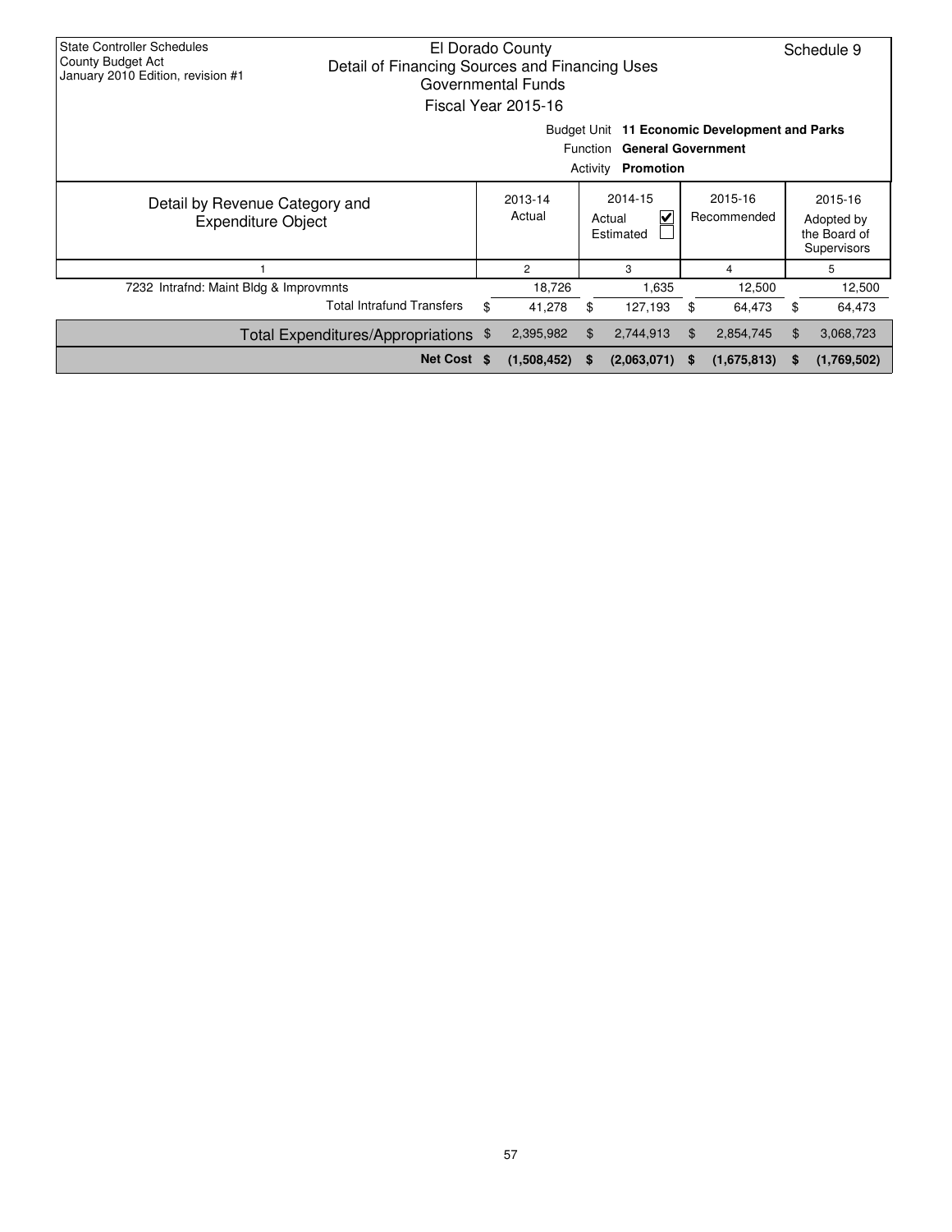State Controller Schedules
County Budget Act
January 2010 Edition, revision #1

El Dorado County
Detail of Financing Sources and Financing Uses
Governmental Funds
Fiscal Year 2015-16

Schedule 9

Budget Unit **11 Economic Development and Parks**
Function **General Government**
Activity **Promotion**

| Detail by Revenue Category and Expenditure Object | 2013-14 Actual | 2014-15 Actual ☑ Estimated ☐ | 2015-16 Recommended | 2015-16 Adopted by the Board of Supervisors |
|---|---|---|---|---|
| 1 | 2 | 3 | 4 | 5 |
| 7232 Intrafnd: Maint Bldg & Improvmnts | 18,726 | 1,635 | 12,500 | 12,500 |
| Total Intrafund Transfers | $ 41,278 | $ 127,193 | $ 64,473 | $ 64,473 |
| Total Expenditures/Appropriations | $ 2,395,982 | $ 2,744,913 | $ 2,854,745 | $ 3,068,723 |
| **Net Cost** | **$ (1,508,452)** | **$ (2,063,071)** | **$ (1,675,813)** | **$ (1,769,502)** |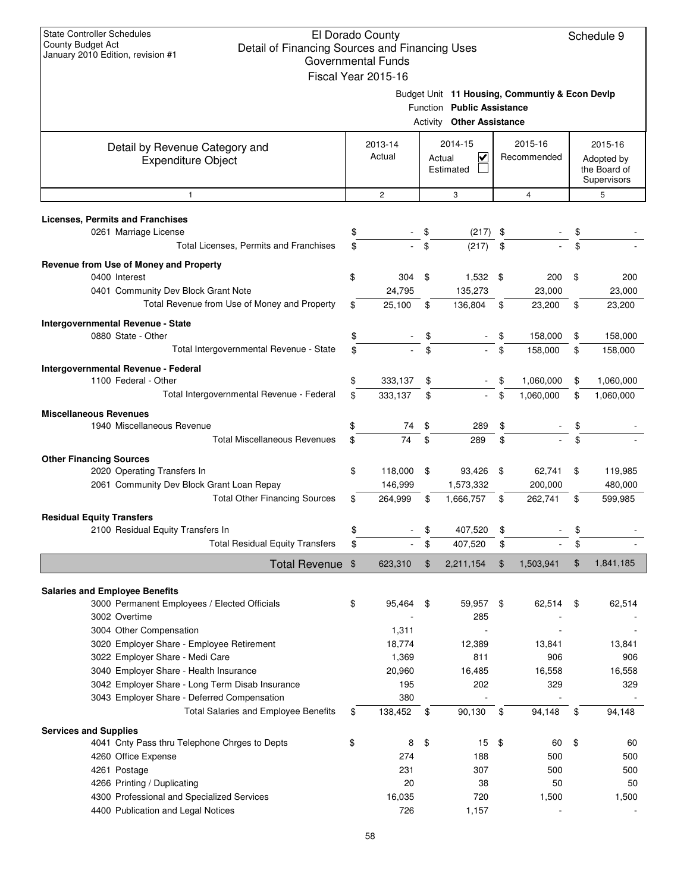State Controller Schedules
County Budget Act
January 2010 Edition, revision #1

# El Dorado County
## Detail of Financing Sources and Financing Uses
### Governmental Funds
### Fiscal Year 2015-16

Schedule 9

Budget Unit **11 Housing, Communtiy & Econ Devlp**
Function **Public Assistance**
Activity **Other Assistance**

| Detail by Revenue Category and Expenditure Object | 2013-14 Actual | 2014-15 Actual ☑ Estimated ☐ | 2015-16 Recommended | 2015-16 Adopted by the Board of Supervisors |
|---|---|---|---|---|
| 1 | 2 | 3 | 4 | 5 |
| **Licenses, Permits and Franchises** | | | | |
| 0261 Marriage License | $ - | $ (217) | $ - | $ - |
| Total Licenses, Permits and Franchises | $ - | $ (217) | $ - | $ - |
| **Revenue from Use of Money and Property** | | | | |
| 0400 Interest | $ 304 | $ 1,532 | $ 200 | $ 200 |
| 0401 Community Dev Block Grant Note | 24,795 | 135,273 | 23,000 | 23,000 |
| Total Revenue from Use of Money and Property | $ 25,100 | $ 136,804 | $ 23,200 | $ 23,200 |
| **Intergovernmental Revenue - State** | | | | |
| 0880 State - Other | $ - | $ - | $ 158,000 | $ 158,000 |
| Total Intergovernmental Revenue - State | $ - | $ - | $ 158,000 | $ 158,000 |
| **Intergovernmental Revenue - Federal** | | | | |
| 1100 Federal - Other | $ 333,137 | $ - | $ 1,060,000 | $ 1,060,000 |
| Total Intergovernmental Revenue - Federal | $ 333,137 | $ - | $ 1,060,000 | $ 1,060,000 |
| **Miscellaneous Revenues** | | | | |
| 1940 Miscellaneous Revenue | $ 74 | $ 289 | $ - | $ - |
| Total Miscellaneous Revenues | $ 74 | $ 289 | $ - | $ - |
| **Other Financing Sources** | | | | |
| 2020 Operating Transfers In | $ 118,000 | $ 93,426 | $ 62,741 | $ 119,985 |
| 2061 Community Dev Block Grant Loan Repay | 146,999 | 1,573,332 | 200,000 | 480,000 |
| Total Other Financing Sources | $ 264,999 | $ 1,666,757 | $ 262,741 | $ 599,985 |
| **Residual Equity Transfers** | | | | |
| 2100 Residual Equity Transfers In | $ - | $ 407,520 | $ - | $ - |
| Total Residual Equity Transfers | $ - | $ 407,520 | $ - | $ - |
| **Total Revenue** | $ 623,310 | $ 2,211,154 | $ 1,503,941 | $ 1,841,185 |
| **Salaries and Employee Benefits** | | | | |
| 3000 Permanent Employees / Elected Officials | $ 95,464 | $ 59,957 | $ 62,514 | $ 62,514 |
| 3002 Overtime | - | 285 | - | - |
| 3004 Other Compensation | 1,311 | - | - | - |
| 3020 Employer Share - Employee Retirement | 18,774 | 12,389 | 13,841 | 13,841 |
| 3022 Employer Share - Medi Care | 1,369 | 811 | 906 | 906 |
| 3040 Employer Share - Health Insurance | 20,960 | 16,485 | 16,558 | 16,558 |
| 3042 Employer Share - Long Term Disab Insurance | 195 | 202 | 329 | 329 |
| 3043 Employer Share - Deferred Compensation | 380 | - | - | - |
| Total Salaries and Employee Benefits | $ 138,452 | $ 90,130 | $ 94,148 | $ 94,148 |
| **Services and Supplies** | | | | |
| 4041 Cnty Pass thru Telephone Chrges to Depts | $ 8 | $ 15 | $ 60 | $ 60 |
| 4260 Office Expense | 274 | 188 | 500 | 500 |
| 4261 Postage | 231 | 307 | 500 | 500 |
| 4266 Printing / Duplicating | 20 | 38 | 50 | 50 |
| 4300 Professional and Specialized Services | 16,035 | 720 | 1,500 | 1,500 |
| 4400 Publication and Legal Notices | 726 | 1,157 | - | - |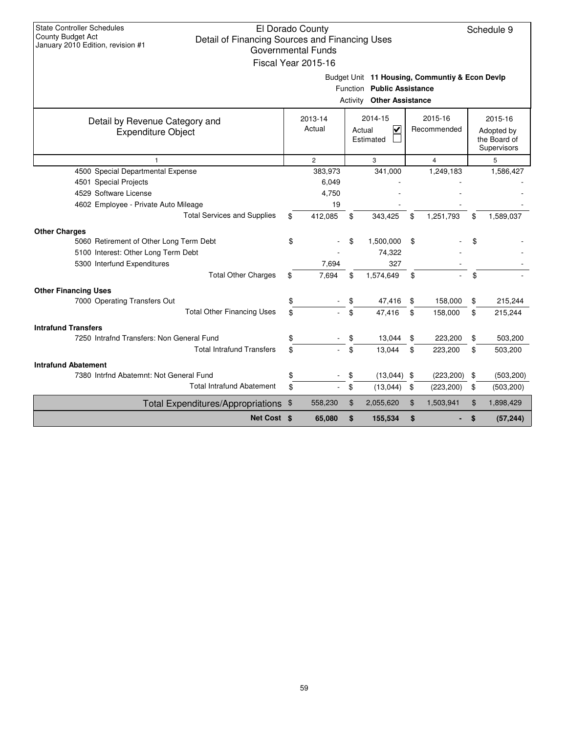State Controller Schedules
County Budget Act
January 2010 Edition, revision #1

# El Dorado County
## Detail of Financing Sources and Financing Uses
### Governmental Funds
### Fiscal Year 2015-16

Schedule 9

Budget Unit **11 Housing, Communtiy & Econ Devlp**
Function **Public Assistance**
Activity **Other Assistance**

| Detail by Revenue Category and Expenditure Object | 2013-14 Actual | 2014-15 Actual ☑ Estimated ☐ | 2015-16 Recommended | 2015-16 Adopted by the Board of Supervisors |
|---|---|---|---|---|
| 1 | 2 | 3 | 4 | 5 |
| 4500 Special Departmental Expense | 383,973 | 341,000 | 1,249,183 | 1,586,427 |
| 4501 Special Projects | 6,049 | - | - | - |
| 4529 Software License | 4,750 | - | - | - |
| 4602 Employee - Private Auto Mileage | 19 | - | - | - |
| Total Services and Supplies | $ 412,085 | $ 343,425 | $ 1,251,793 | $ 1,589,037 |
| **Other Charges** | | | | |
| 5060 Retirement of Other Long Term Debt | $ - | $ 1,500,000 | $ - | $ - |
| 5100 Interest: Other Long Term Debt | - | 74,322 | - | - |
| 5300 Interfund Expenditures | 7,694 | 327 | - | - |
| Total Other Charges | $ 7,694 | $ 1,574,649 | $ - | $ - |
| **Other Financing Uses** | | | | |
| 7000 Operating Transfers Out | $ - | $ 47,416 | $ 158,000 | $ 215,244 |
| Total Other Financing Uses | $ - | $ 47,416 | $ 158,000 | $ 215,244 |
| **Intrafund Transfers** | | | | |
| 7250 Intrafnd Transfers: Non General Fund | $ - | $ 13,044 | $ 223,200 | $ 503,200 |
| Total Intrafund Transfers | $ - | $ 13,044 | $ 223,200 | $ 503,200 |
| **Intrafund Abatement** | | | | |
| 7380 Intrfnd Abatemnt: Not General Fund | $ - | $ (13,044) | $ (223,200) | $ (503,200) |
| Total Intrafund Abatement | $ - | $ (13,044) | $ (223,200) | $ (503,200) |
| Total Expenditures/Appropriations | $ 558,230 | $ 2,055,620 | $ 1,503,941 | $ 1,898,429 |
| **Net Cost** | **$ 65,080** | **$ 155,534** | **$ -** | **$ (57,244)** |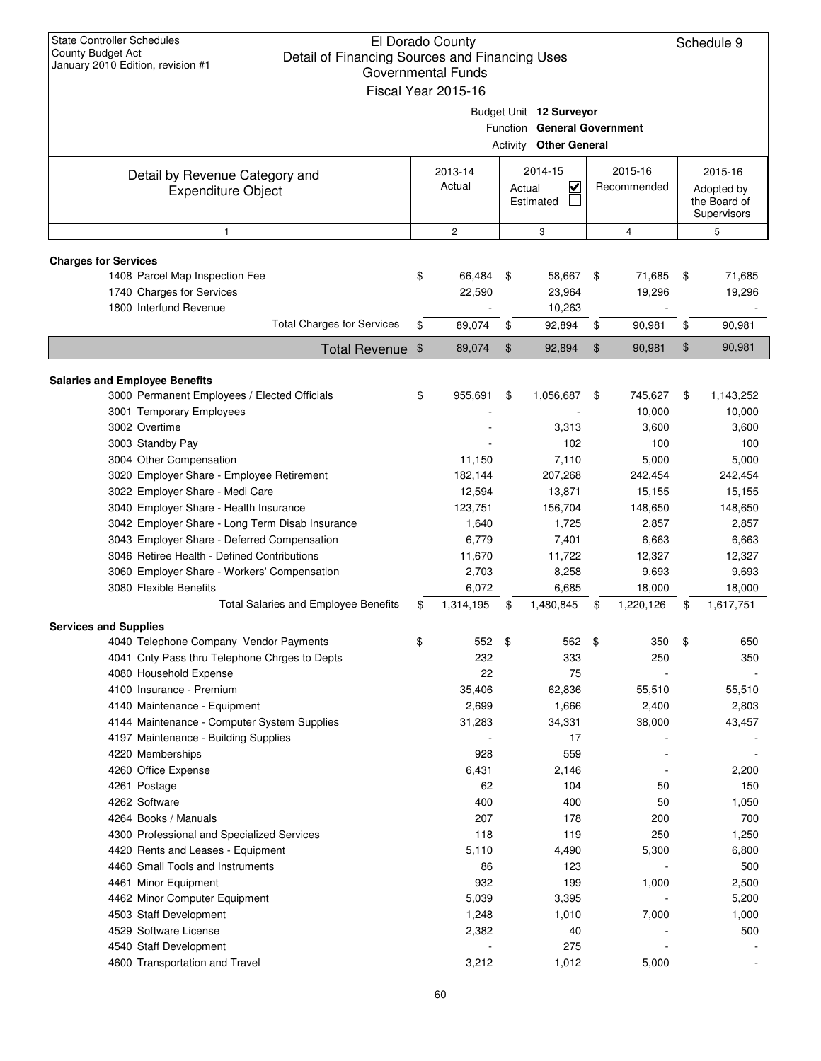State Controller Schedules
County Budget Act
January 2010 Edition, revision #1

# El Dorado County
## Detail of Financing Sources and Financing Uses
### Governmental Funds
### Fiscal Year 2015-16

Schedule 9

Budget Unit **12 Surveyor**
Function **General Government**
Activity **Other General**

| Detail by Revenue Category and Expenditure Object | 2013-14 Actual | 2014-15 Actual ☑ Estimated ☐ | 2015-16 Recommended | 2015-16 Adopted by the Board of Supervisors |
|---|---|---|---|---|
| 1 | 2 | 3 | 4 | 5 |
| **Charges for Services** | | | | |
| 1408 Parcel Map Inspection Fee | $ 66,484 | $ 58,667 | $ 71,685 | $ 71,685 |
| 1740 Charges for Services | 22,590 | 23,964 | 19,296 | 19,296 |
| 1800 Interfund Revenue | - | 10,263 | - | - |
| Total Charges for Services | $ 89,074 | $ 92,894 | $ 90,981 | $ 90,981 |
| **Total Revenue** | $ 89,074 | $ 92,894 | $ 90,981 | $ 90,981 |
| **Salaries and Employee Benefits** | | | | |
| 3000 Permanent Employees / Elected Officials | $ 955,691 | $ 1,056,687 | $ 745,627 | $ 1,143,252 |
| 3001 Temporary Employees | - | - | 10,000 | 10,000 |
| 3002 Overtime | - | 3,313 | 3,600 | 3,600 |
| 3003 Standby Pay | - | 102 | 100 | 100 |
| 3004 Other Compensation | 11,150 | 7,110 | 5,000 | 5,000 |
| 3020 Employer Share - Employee Retirement | 182,144 | 207,268 | 242,454 | 242,454 |
| 3022 Employer Share - Medi Care | 12,594 | 13,871 | 15,155 | 15,155 |
| 3040 Employer Share - Health Insurance | 123,751 | 156,704 | 148,650 | 148,650 |
| 3042 Employer Share - Long Term Disab Insurance | 1,640 | 1,725 | 2,857 | 2,857 |
| 3043 Employer Share - Deferred Compensation | 6,779 | 7,401 | 6,663 | 6,663 |
| 3046 Retiree Health - Defined Contributions | 11,670 | 11,722 | 12,327 | 12,327 |
| 3060 Employer Share - Workers' Compensation | 2,703 | 8,258 | 9,693 | 9,693 |
| 3080 Flexible Benefits | 6,072 | 6,685 | 18,000 | 18,000 |
| Total Salaries and Employee Benefits | $ 1,314,195 | $ 1,480,845 | $ 1,220,126 | $ 1,617,751 |
| **Services and Supplies** | | | | |
| 4040 Telephone Company Vendor Payments | $ 552 | $ 562 | $ 350 | $ 650 |
| 4041 Cnty Pass thru Telephone Chrges to Depts | 232 | 333 | 250 | 350 |
| 4080 Household Expense | 22 | 75 | - | - |
| 4100 Insurance - Premium | 35,406 | 62,836 | 55,510 | 55,510 |
| 4140 Maintenance - Equipment | 2,699 | 1,666 | 2,400 | 2,803 |
| 4144 Maintenance - Computer System Supplies | 31,283 | 34,331 | 38,000 | 43,457 |
| 4197 Maintenance - Building Supplies | - | 17 | - | - |
| 4220 Memberships | 928 | 559 | - | - |
| 4260 Office Expense | 6,431 | 2,146 | - | 2,200 |
| 4261 Postage | 62 | 104 | 50 | 150 |
| 4262 Software | 400 | 400 | 50 | 1,050 |
| 4264 Books / Manuals | 207 | 178 | 200 | 700 |
| 4300 Professional and Specialized Services | 118 | 119 | 250 | 1,250 |
| 4420 Rents and Leases - Equipment | 5,110 | 4,490 | 5,300 | 6,800 |
| 4460 Small Tools and Instruments | 86 | 123 | - | 500 |
| 4461 Minor Equipment | 932 | 199 | 1,000 | 2,500 |
| 4462 Minor Computer Equipment | 5,039 | 3,395 | - | 5,200 |
| 4503 Staff Development | 1,248 | 1,010 | 7,000 | 1,000 |
| 4529 Software License | 2,382 | 40 | - | 500 |
| 4540 Staff Development | - | 275 | - | - |
| 4600 Transportation and Travel | 3,212 | 1,012 | 5,000 | - |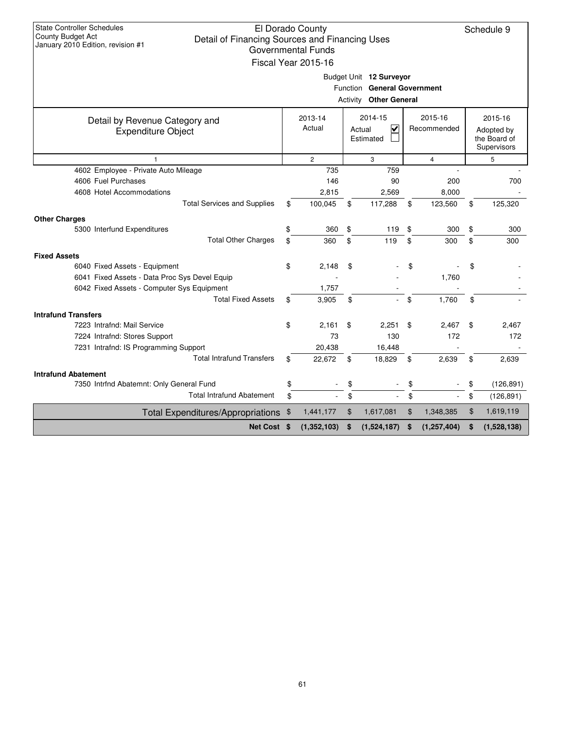State Controller Schedules
County Budget Act
January 2010 Edition, revision #1

# El Dorado County
## Detail of Financing Sources and Financing Uses
### Governmental Funds
### Fiscal Year 2015-16

Schedule 9

Budget Unit **12 Surveyor**
Function **General Government**
Activity **Other General**

| Detail by Revenue Category and Expenditure Object | 2013-14 Actual | 2014-15 Actual ☑ Estimated ☐ | 2015-16 Recommended | 2015-16 Adopted by the Board of Supervisors |
|---|---|---|---|---|
| 1 | 2 | 3 | 4 | 5 |
| 4602 Employee - Private Auto Mileage | 735 | 759 | - | - |
| 4606 Fuel Purchases | 146 | 90 | 200 | 700 |
| 4608 Hotel Accommodations | 2,815 | 2,569 | 8,000 | - |
| Total Services and Supplies | $ 100,045 | $ 117,288 | $ 123,560 | $ 125,320 |
| **Other Charges** | | | | |
| 5300 Interfund Expenditures | $ 360 | $ 119 | $ 300 | $ 300 |
| Total Other Charges | $ 360 | $ 119 | $ 300 | $ 300 |
| **Fixed Assets** | | | | |
| 6040 Fixed Assets - Equipment | $ 2,148 | $ - | $ - | $ - |
| 6041 Fixed Assets - Data Proc Sys Devel Equip | - | - | 1,760 | - |
| 6042 Fixed Assets - Computer Sys Equipment | 1,757 | - | - | - |
| Total Fixed Assets | $ 3,905 | $ - | $ 1,760 | $ - |
| **Intrafund Transfers** | | | | |
| 7223 Intrafnd: Mail Service | $ 2,161 | $ 2,251 | $ 2,467 | $ 2,467 |
| 7224 Intrafnd: Stores Support | 73 | 130 | 172 | 172 |
| 7231 Intrafnd: IS Programming Support | 20,438 | 16,448 | - | - |
| Total Intrafund Transfers | $ 22,672 | $ 18,829 | $ 2,639 | $ 2,639 |
| **Intrafund Abatement** | | | | |
| 7350 Intrfnd Abatemnt: Only General Fund | $ - | $ - | $ - | $ (126,891) |
| Total Intrafund Abatement | $ - | $ - | $ - | $ (126,891) |
| Total Expenditures/Appropriations | $ 1,441,177 | $ 1,617,081 | $ 1,348,385 | $ 1,619,119 |
| **Net Cost** | **$ (1,352,103)** | **$ (1,524,187)** | **$ (1,257,404)** | **$ (1,528,138)** |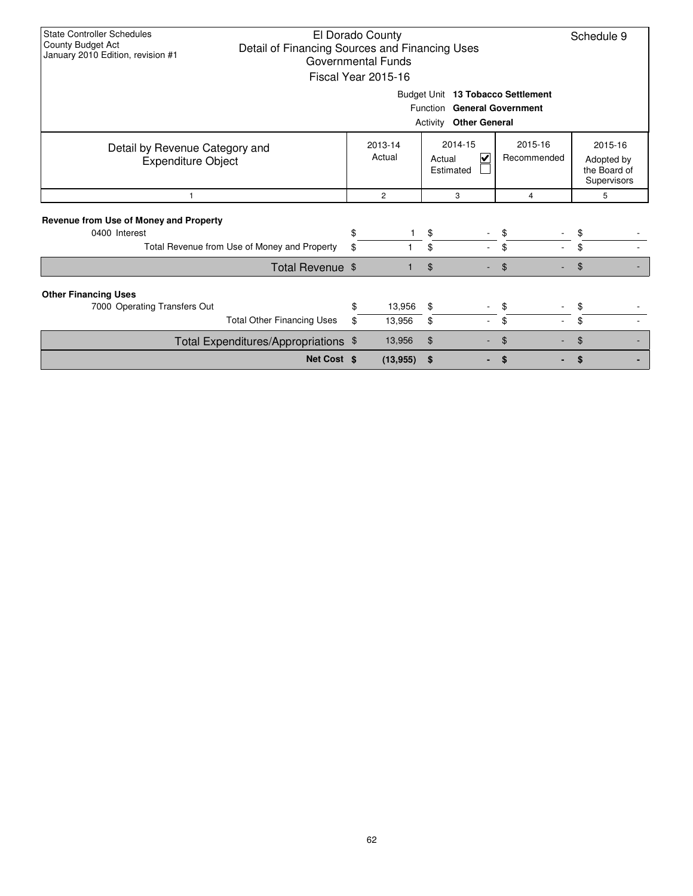State Controller Schedules
County Budget Act
January 2010 Edition, revision #1

# El Dorado County
## Detail of Financing Sources and Financing Uses
### Governmental Funds
### Fiscal Year 2015-16

Schedule 9

Budget Unit **13 Tobacco Settlement**
Function **General Government**
Activity **Other General**

| Detail by Revenue Category and Expenditure Object | 2013-14 Actual | 2014-15 Actual ☑ Estimated ☐ | 2015-16 Recommended | 2015-16 Adopted by the Board of Supervisors |
|---|---|---|---|---|
| 1 | 2 | 3 | 4 | 5 |
| **Revenue from Use of Money and Property** | | | | |
| 0400 Interest | $ 1 | $ - | $ - | $ - |
| Total Revenue from Use of Money and Property | $ 1 | $ - | $ - | $ - |
| Total Revenue | $ 1 | $ - | $ - | $ - |
| **Other Financing Uses** | | | | |
| 7000 Operating Transfers Out | $ 13,956 | $ - | $ - | $ - |
| Total Other Financing Uses | $ 13,956 | $ - | $ - | $ - |
| Total Expenditures/Appropriations | $ 13,956 | $ - | $ - | $ - |
| **Net Cost** | **$ (13,955)** | **$ -** | **$ -** | **$ -** |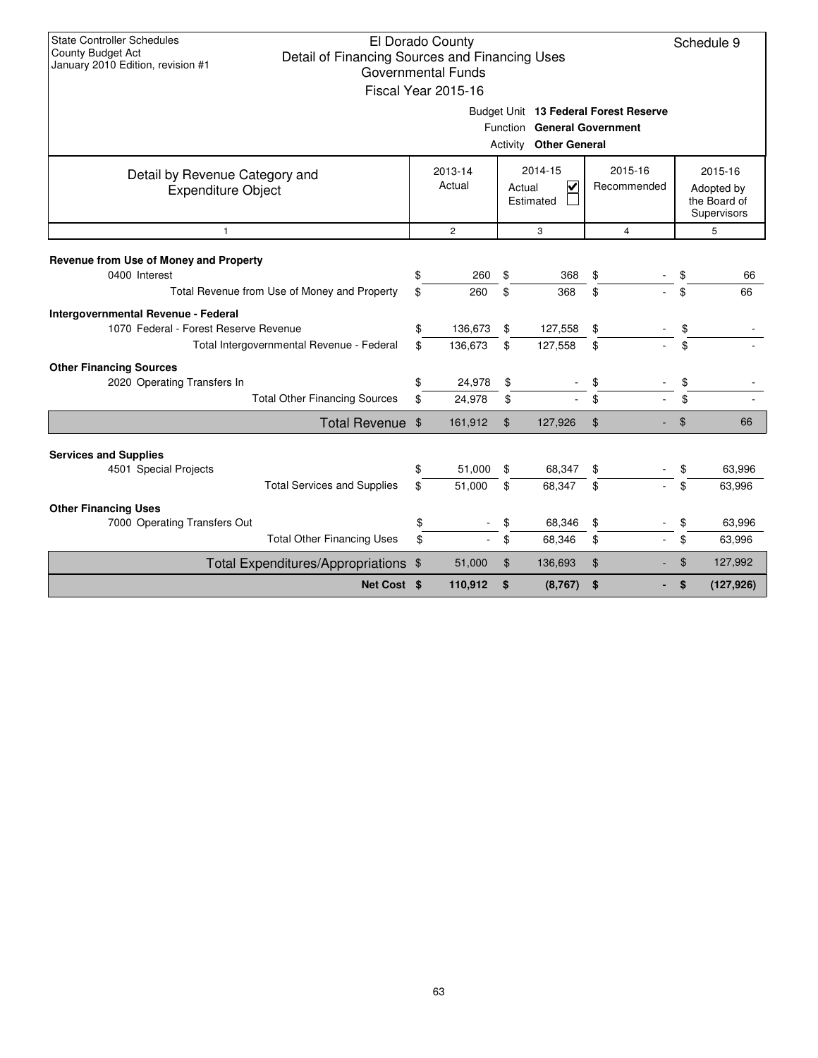State Controller Schedules
County Budget Act
January 2010 Edition, revision #1

# El Dorado County
## Detail of Financing Sources and Financing Uses
### Governmental Funds
### Fiscal Year 2015-16

Schedule 9

Budget Unit **13 Federal Forest Reserve**
Function **General Government**
Activity **Other General**

| Detail by Revenue Category and Expenditure Object | 2013-14 Actual | 2014-15 Actual ☑ Estimated ☐ | 2015-16 Recommended | 2015-16 Adopted by the Board of Supervisors |
|---|---|---|---|---|
| 1 | 2 | 3 | 4 | 5 |
| **Revenue from Use of Money and Property** | | | | |
| 0400 Interest | $ 260 | $ 368 | $ - | $ 66 |
| Total Revenue from Use of Money and Property | $ 260 | $ 368 | $ - | $ 66 |
| **Intergovernmental Revenue - Federal** | | | | |
| 1070 Federal - Forest Reserve Revenue | $ 136,673 | $ 127,558 | $ - | $ - |
| Total Intergovernmental Revenue - Federal | $ 136,673 | $ 127,558 | $ - | $ - |
| **Other Financing Sources** | | | | |
| 2020 Operating Transfers In | $ 24,978 | $ - | $ - | $ - |
| Total Other Financing Sources | $ 24,978 | $ - | $ - | $ - |
| Total Revenue | $ 161,912 | $ 127,926 | $ - | $ 66 |
| **Services and Supplies** | | | | |
| 4501 Special Projects | $ 51,000 | $ 68,347 | $ - | $ 63,996 |
| Total Services and Supplies | $ 51,000 | $ 68,347 | $ - | $ 63,996 |
| **Other Financing Uses** | | | | |
| 7000 Operating Transfers Out | $ - | $ 68,346 | $ - | $ 63,996 |
| Total Other Financing Uses | $ - | $ 68,346 | $ - | $ 63,996 |
| Total Expenditures/Appropriations | $ 51,000 | $ 136,693 | $ - | $ 127,992 |
| **Net Cost** | **$ 110,912** | **$ (8,767)** | **$ -** | **$ (127,926)** |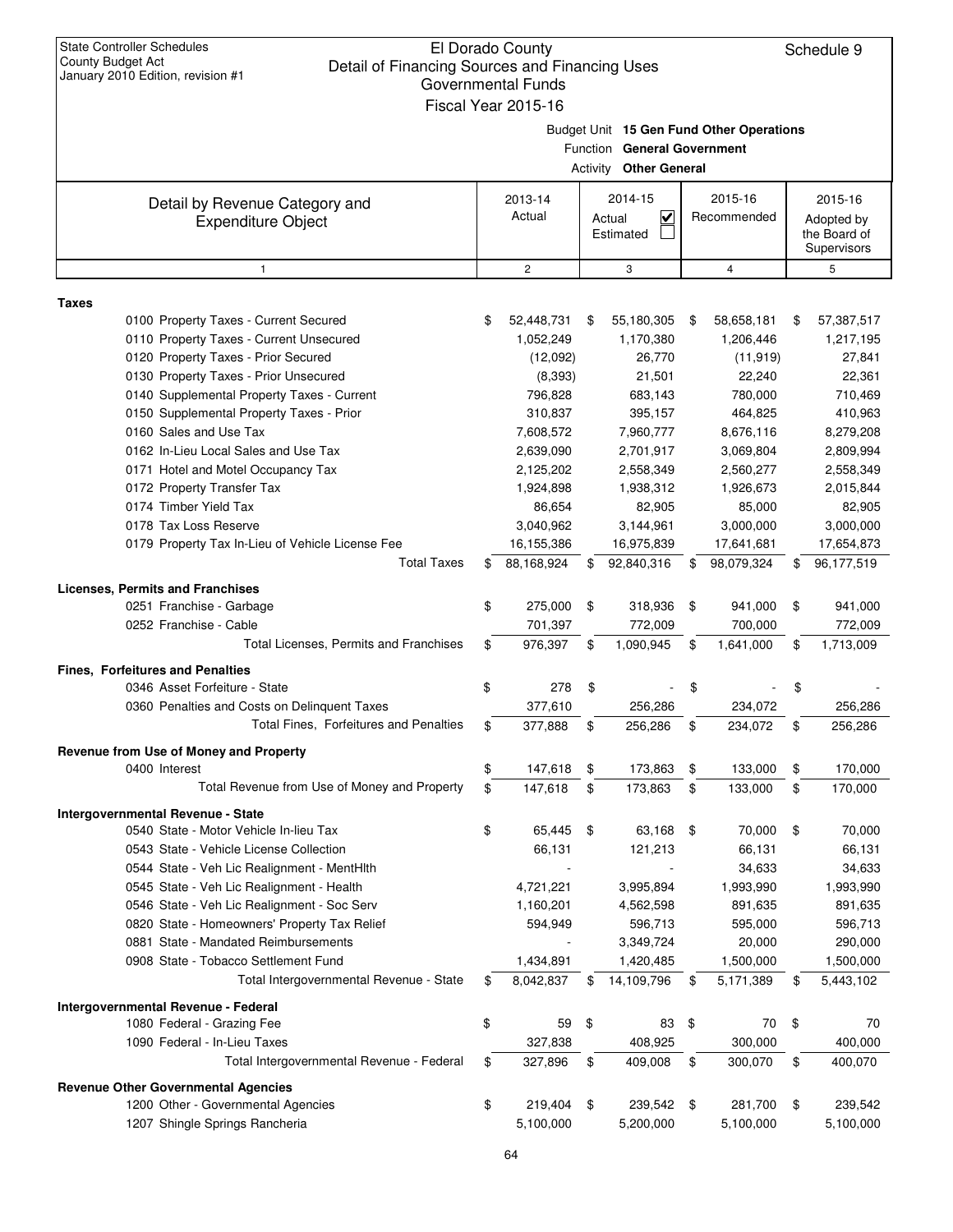State Controller Schedules
County Budget Act
January 2010 Edition, revision #1

# El Dorado County
## Detail of Financing Sources and Financing Uses
### Governmental Funds
### Fiscal Year 2015-16

Schedule 9

Budget Unit **15 Gen Fund Other Operations**
Function **General Government**
Activity **Other General**

| Detail by Revenue Category and Expenditure Object | 2013-14 Actual | 2014-15 Actual ☑ Estimated ☐ | 2015-16 Recommended | 2015-16 Adopted by the Board of Supervisors |
|---|---|---|---|---|
| 1 | 2 | 3 | 4 | 5 |
| **Taxes** | | | | |
| 0100 Property Taxes - Current Secured | $ 52,448,731 | $ 55,180,305 | $ 58,658,181 | $ 57,387,517 |
| 0110 Property Taxes - Current Unsecured | 1,052,249 | 1,170,380 | 1,206,446 | 1,217,195 |
| 0120 Property Taxes - Prior Secured | (12,092) | 26,770 | (11,919) | 27,841 |
| 0130 Property Taxes - Prior Unsecured | (8,393) | 21,501 | 22,240 | 22,361 |
| 0140 Supplemental Property Taxes - Current | 796,828 | 683,143 | 780,000 | 710,469 |
| 0150 Supplemental Property Taxes - Prior | 310,837 | 395,157 | 464,825 | 410,963 |
| 0160 Sales and Use Tax | 7,608,572 | 7,960,777 | 8,676,116 | 8,279,208 |
| 0162 In-Lieu Local Sales and Use Tax | 2,639,090 | 2,701,917 | 3,069,804 | 2,809,994 |
| 0171 Hotel and Motel Occupancy Tax | 2,125,202 | 2,558,349 | 2,560,277 | 2,558,349 |
| 0172 Property Transfer Tax | 1,924,898 | 1,938,312 | 1,926,673 | 2,015,844 |
| 0174 Timber Yield Tax | 86,654 | 82,905 | 85,000 | 82,905 |
| 0178 Tax Loss Reserve | 3,040,962 | 3,144,961 | 3,000,000 | 3,000,000 |
| 0179 Property Tax In-Lieu of Vehicle License Fee | 16,155,386 | 16,975,839 | 17,641,681 | 17,654,873 |
| Total Taxes | $ 88,168,924 | $ 92,840,316 | $ 98,079,324 | $ 96,177,519 |
| **Licenses, Permits and Franchises** | | | | |
| 0251 Franchise - Garbage | $ 275,000 | $ 318,936 | $ 941,000 | $ 941,000 |
| 0252 Franchise - Cable | 701,397 | 772,009 | 700,000 | 772,009 |
| Total Licenses, Permits and Franchises | $ 976,397 | $ 1,090,945 | $ 1,641,000 | $ 1,713,009 |
| **Fines, Forfeitures and Penalties** | | | | |
| 0346 Asset Forfeiture - State | $ 278 | $ - | $ - | $ - |
| 0360 Penalties and Costs on Delinquent Taxes | 377,610 | 256,286 | 234,072 | 256,286 |
| Total Fines, Forfeitures and Penalties | $ 377,888 | $ 256,286 | $ 234,072 | $ 256,286 |
| **Revenue from Use of Money and Property** | | | | |
| 0400 Interest | $ 147,618 | $ 173,863 | $ 133,000 | $ 170,000 |
| Total Revenue from Use of Money and Property | $ 147,618 | $ 173,863 | $ 133,000 | $ 170,000 |
| **Intergovernmental Revenue - State** | | | | |
| 0540 State - Motor Vehicle In-lieu Tax | $ 65,445 | $ 63,168 | $ 70,000 | $ 70,000 |
| 0543 State - Vehicle License Collection | 66,131 | 121,213 | 66,131 | 66,131 |
| 0544 State - Veh Lic Realignment - MentHlth | - | - | 34,633 | 34,633 |
| 0545 State - Veh Lic Realignment - Health | 4,721,221 | 3,995,894 | 1,993,990 | 1,993,990 |
| 0546 State - Veh Lic Realignment - Soc Serv | 1,160,201 | 4,562,598 | 891,635 | 891,635 |
| 0820 State - Homeowners' Property Tax Relief | 594,949 | 596,713 | 595,000 | 596,713 |
| 0881 State - Mandated Reimbursements | - | 3,349,724 | 20,000 | 290,000 |
| 0908 State - Tobacco Settlement Fund | 1,434,891 | 1,420,485 | 1,500,000 | 1,500,000 |
| Total Intergovernmental Revenue - State | $ 8,042,837 | $ 14,109,796 | $ 5,171,389 | $ 5,443,102 |
| **Intergovernmental Revenue - Federal** | | | | |
| 1080 Federal - Grazing Fee | $ 59 | $ 83 | $ 70 | $ 70 |
| 1090 Federal - In-Lieu Taxes | 327,838 | 408,925 | 300,000 | 400,000 |
| Total Intergovernmental Revenue - Federal | $ 327,896 | $ 409,008 | $ 300,070 | $ 400,070 |
| **Revenue Other Governmental Agencies** | | | | |
| 1200 Other - Governmental Agencies | $ 219,404 | $ 239,542 | $ 281,700 | $ 239,542 |
| 1207 Shingle Springs Rancheria | 5,100,000 | 5,200,000 | 5,100,000 | 5,100,000 |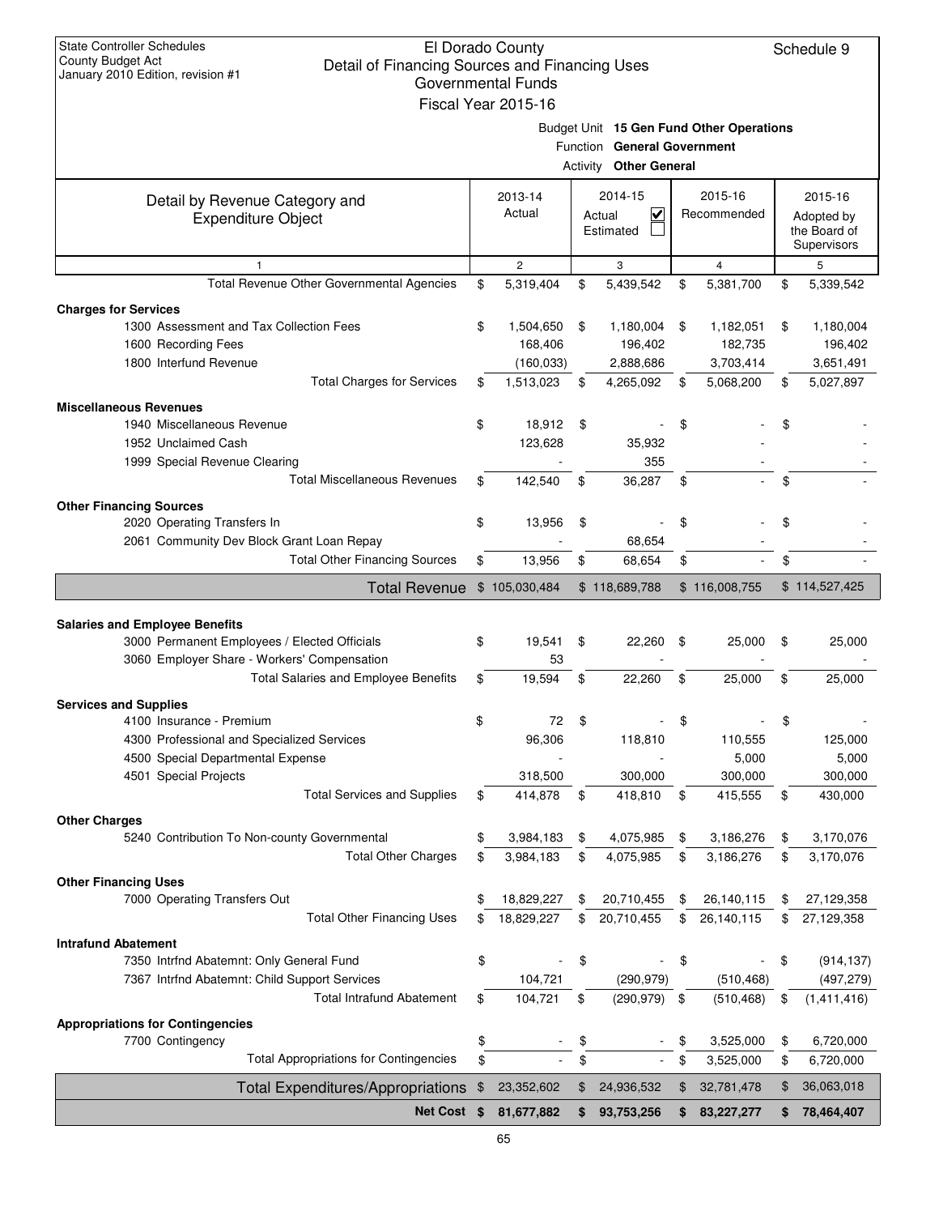State Controller Schedules
County Budget Act
January 2010 Edition, revision #1

# El Dorado County
## Detail of Financing Sources and Financing Uses
### Governmental Funds
### Fiscal Year 2015-16

Schedule 9

Budget Unit **15 Gen Fund Other Operations**
Function **General Government**
Activity **Other General**

| Detail by Revenue Category and Expenditure Object | 2013-14 Actual | 2014-15 Actual ☑ Estimated ☐ | 2015-16 Recommended | 2015-16 Adopted by the Board of Supervisors |
|---|---|---|---|---|
| 1 | 2 | 3 | 4 | 5 |
| Total Revenue Other Governmental Agencies | $ 5,319,404 | $ 5,439,542 | $ 5,381,700 | $ 5,339,542 |
| **Charges for Services** | | | | |
| 1300 Assessment and Tax Collection Fees | $ 1,504,650 | $ 1,180,004 | $ 1,182,051 | $ 1,180,004 |
| 1600 Recording Fees | 168,406 | 196,402 | 182,735 | 196,402 |
| 1800 Interfund Revenue | (160,033) | 2,888,686 | 3,703,414 | 3,651,491 |
| Total Charges for Services | $ 1,513,023 | $ 4,265,092 | $ 5,068,200 | $ 5,027,897 |
| **Miscellaneous Revenues** | | | | |
| 1940 Miscellaneous Revenue | $ 18,912 | $ - | $ - | $ - |
| 1952 Unclaimed Cash | 123,628 | 35,932 | - | - |
| 1999 Special Revenue Clearing | - | 355 | - | - |
| Total Miscellaneous Revenues | $ 142,540 | $ 36,287 | $ - | $ - |
| **Other Financing Sources** | | | | |
| 2020 Operating Transfers In | $ 13,956 | $ - | $ - | $ - |
| 2061 Community Dev Block Grant Loan Repay | - | 68,654 | - | - |
| Total Other Financing Sources | $ 13,956 | $ 68,654 | $ - | $ - |
| **Total Revenue** | $ 105,030,484 | $ 118,689,788 | $ 116,008,755 | $ 114,527,425 |
| **Salaries and Employee Benefits** | | | | |
| 3000 Permanent Employees / Elected Officials | $ 19,541 | $ 22,260 | $ 25,000 | $ 25,000 |
| 3060 Employer Share - Workers' Compensation | 53 | - | - | - |
| Total Salaries and Employee Benefits | $ 19,594 | $ 22,260 | $ 25,000 | $ 25,000 |
| **Services and Supplies** | | | | |
| 4100 Insurance - Premium | $ 72 | $ - | $ - | $ - |
| 4300 Professional and Specialized Services | 96,306 | 118,810 | 110,555 | 125,000 |
| 4500 Special Departmental Expense | - | - | 5,000 | 5,000 |
| 4501 Special Projects | 318,500 | 300,000 | 300,000 | 300,000 |
| Total Services and Supplies | $ 414,878 | $ 418,810 | $ 415,555 | $ 430,000 |
| **Other Charges** | | | | |
| 5240 Contribution To Non-county Governmental | $ 3,984,183 | $ 4,075,985 | $ 3,186,276 | $ 3,170,076 |
| Total Other Charges | $ 3,984,183 | $ 4,075,985 | $ 3,186,276 | $ 3,170,076 |
| **Other Financing Uses** | | | | |
| 7000 Operating Transfers Out | $ 18,829,227 | $ 20,710,455 | $ 26,140,115 | $ 27,129,358 |
| Total Other Financing Uses | $ 18,829,227 | $ 20,710,455 | $ 26,140,115 | $ 27,129,358 |
| **Intrafund Abatement** | | | | |
| 7350 Intrfnd Abatemnt: Only General Fund | $ - | $ - | $ - | $ (914,137) |
| 7367 Intrfnd Abatemnt: Child Support Services | 104,721 | (290,979) | (510,468) | (497,279) |
| Total Intrafund Abatement | $ 104,721 | $ (290,979) | $ (510,468) | $ (1,411,416) |
| **Appropriations for Contingencies** | | | | |
| 7700 Contingency | $ - | $ - | $ 3,525,000 | $ 6,720,000 |
| Total Appropriations for Contingencies | $ - | $ - | $ 3,525,000 | $ 6,720,000 |
| **Total Expenditures/Appropriations** | $ 23,352,602 | $ 24,936,532 | $ 32,781,478 | $ 36,063,018 |
| **Net Cost** | **$ 81,677,882** | **$ 93,753,256** | **$ 83,227,277** | **$ 78,464,407** |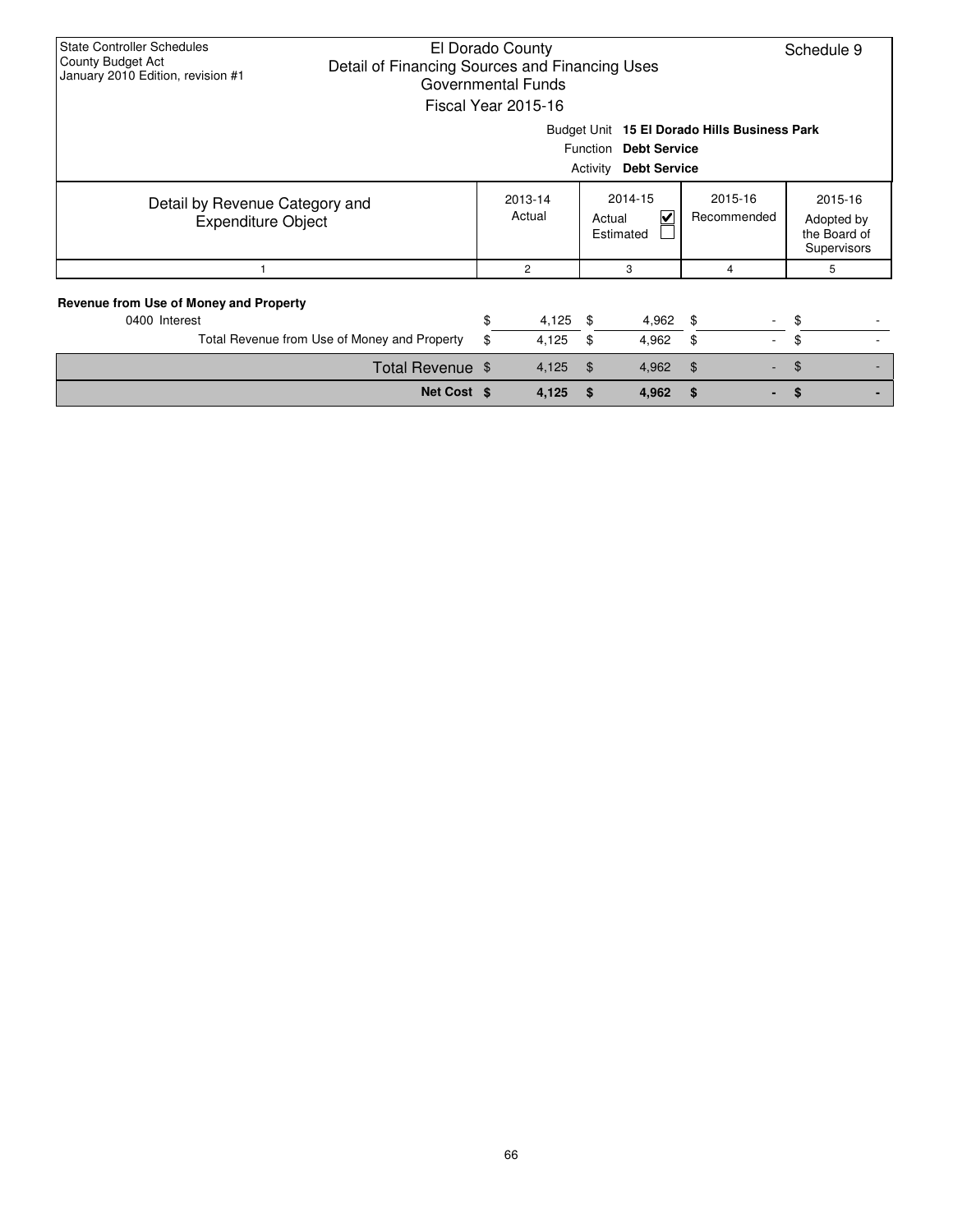State Controller Schedules
County Budget Act
January 2010 Edition, revision #1

El Dorado County
Detail of Financing Sources and Financing Uses
Governmental Funds
Fiscal Year 2015-16

Schedule 9

Budget Unit **15 El Dorado Hills Business Park**
Function **Debt Service**
Activity **Debt Service**

| Detail by Revenue Category and Expenditure Object | 2013-14 Actual | 2014-15 Actual ☑ Estimated ☐ | 2015-16 Recommended | 2015-16 Adopted by the Board of Supervisors |
|---|---|---|---|---|
| 1 | 2 | 3 | 4 | 5 |
| **Revenue from Use of Money and Property** | | | | |
| 0400 Interest | $ 4,125 | $ 4,962 | $ - | $ - |
| Total Revenue from Use of Money and Property | $ 4,125 | $ 4,962 | $ - | $ - |
| Total Revenue | $ 4,125 | $ 4,962 | $ - | $ - |
| **Net Cost** | **$ 4,125** | **$ 4,962** | **$ -** | **$ -** |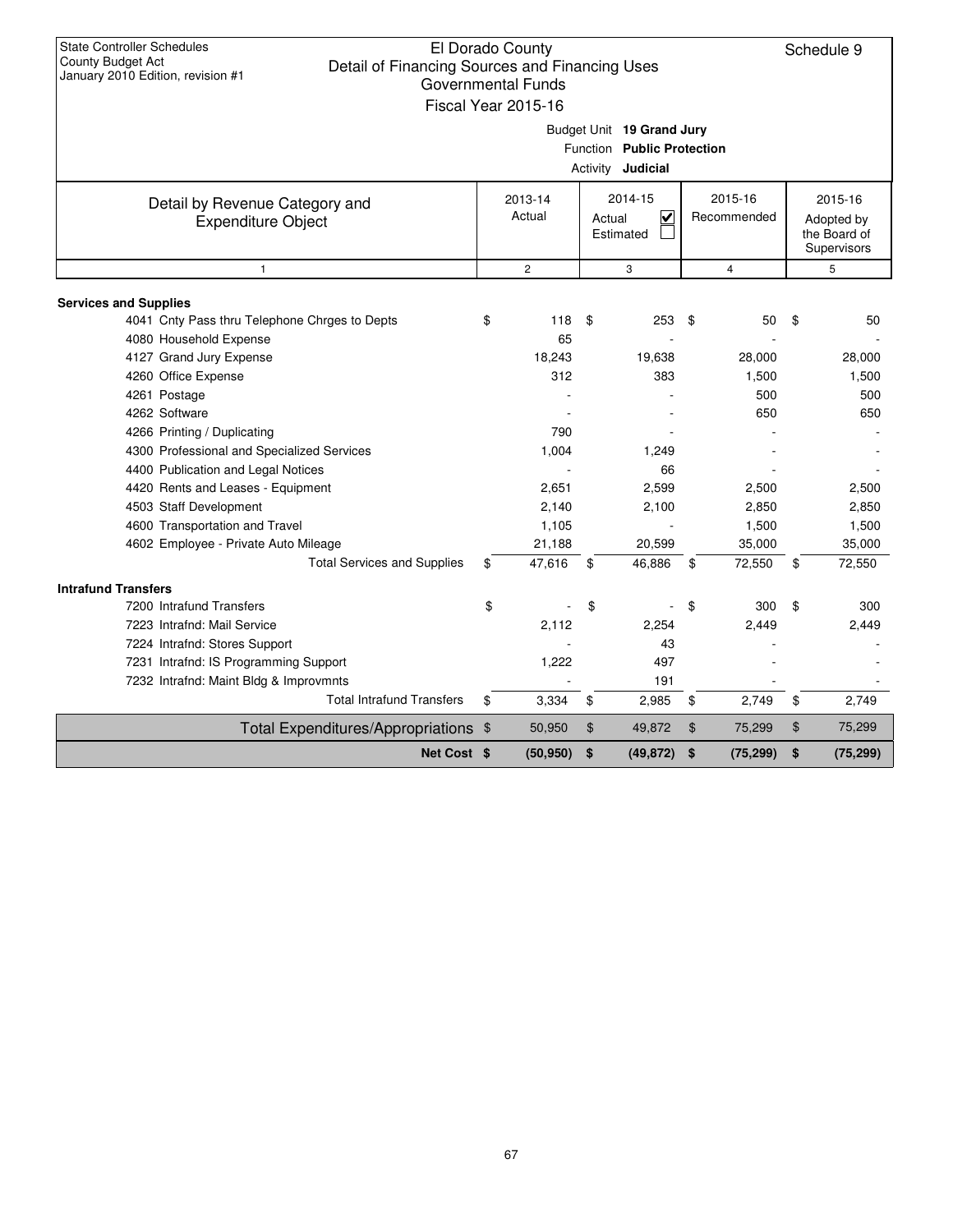State Controller Schedules
County Budget Act
January 2010 Edition, revision #1

# El Dorado County
## Detail of Financing Sources and Financing Uses
### Governmental Funds
### Fiscal Year 2015-16

Schedule 9

Budget Unit **19 Grand Jury**
Function **Public Protection**
Activity **Judicial**

| Detail by Revenue Category and Expenditure Object | 2013-14 Actual | 2014-15 Actual ☑ Estimated ☐ | 2015-16 Recommended | 2015-16 Adopted by the Board of Supervisors |
|---|---|---|---|---|
| 1 | 2 | 3 | 4 | 5 |
| **Services and Supplies** | | | | |
| 4041 Cnty Pass thru Telephone Chrges to Depts | $ 118 | $ 253 | $ 50 | $ 50 |
| 4080 Household Expense | 65 | - | - | - |
| 4127 Grand Jury Expense | 18,243 | 19,638 | 28,000 | 28,000 |
| 4260 Office Expense | 312 | 383 | 1,500 | 1,500 |
| 4261 Postage | - | - | 500 | 500 |
| 4262 Software | - | - | 650 | 650 |
| 4266 Printing / Duplicating | 790 | - | - | - |
| 4300 Professional and Specialized Services | 1,004 | 1,249 | - | - |
| 4400 Publication and Legal Notices | - | 66 | - | - |
| 4420 Rents and Leases - Equipment | 2,651 | 2,599 | 2,500 | 2,500 |
| 4503 Staff Development | 2,140 | 2,100 | 2,850 | 2,850 |
| 4600 Transportation and Travel | 1,105 | - | 1,500 | 1,500 |
| 4602 Employee - Private Auto Mileage | 21,188 | 20,599 | 35,000 | 35,000 |
| Total Services and Supplies | $ 47,616 | $ 46,886 | $ 72,550 | $ 72,550 |
| **Intrafund Transfers** | | | | |
| 7200 Intrafund Transfers | $ - | $ - | $ 300 | $ 300 |
| 7223 Intrafnd: Mail Service | 2,112 | 2,254 | 2,449 | 2,449 |
| 7224 Intrafnd: Stores Support | - | 43 | - | - |
| 7231 Intrafnd: IS Programming Support | 1,222 | 497 | - | - |
| 7232 Intrafnd: Maint Bldg & Improvmnts | - | 191 | - | - |
| Total Intrafund Transfers | $ 3,334 | $ 2,985 | $ 2,749 | $ 2,749 |
| Total Expenditures/Appropriations | $ 50,950 | $ 49,872 | $ 75,299 | $ 75,299 |
| **Net Cost** | **$ (50,950)** | **$ (49,872)** | **$ (75,299)** | **$ (75,299)** |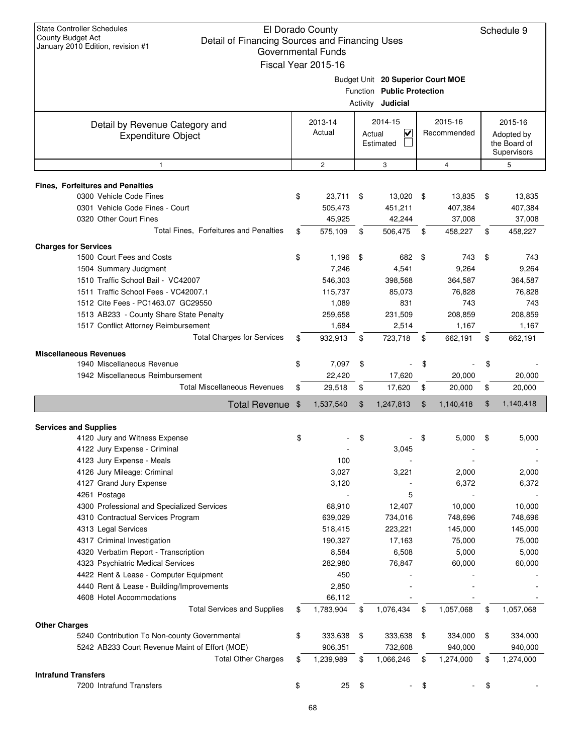State Controller Schedules
County Budget Act
January 2010 Edition, revision #1

# El Dorado County
## Detail of Financing Sources and Financing Uses
### Governmental Funds
### Fiscal Year 2015-16

Schedule 9

Budget Unit **20 Superior Court MOE**
Function **Public Protection**
Activity **Judicial**

| Detail by Revenue Category and Expenditure Object | 2013-14 Actual | 2014-15 Actual ☑ Estimated ☐ | 2015-16 Recommended | 2015-16 Adopted by the Board of Supervisors |
|---|---|---|---|---|
| 1 | 2 | 3 | 4 | 5 |
| **Fines, Forfeitures and Penalties** | | | | |
| 0300 Vehicle Code Fines | $ 23,711 | $ 13,020 | $ 13,835 | $ 13,835 |
| 0301 Vehicle Code Fines - Court | 505,473 | 451,211 | 407,384 | 407,384 |
| 0320 Other Court Fines | 45,925 | 42,244 | 37,008 | 37,008 |
| Total Fines, Forfeitures and Penalties | $ 575,109 | $ 506,475 | $ 458,227 | $ 458,227 |
| **Charges for Services** | | | | |
| 1500 Court Fees and Costs | $ 1,196 | $ 682 | $ 743 | $ 743 |
| 1504 Summary Judgment | 7,246 | 4,541 | 9,264 | 9,264 |
| 1510 Traffic School Bail - VC42007 | 546,303 | 398,568 | 364,587 | 364,587 |
| 1511 Traffic School Fees - VC42007.1 | 115,737 | 85,073 | 76,828 | 76,828 |
| 1512 Cite Fees - PC1463.07 GC29550 | 1,089 | 831 | 743 | 743 |
| 1513 AB233 - County Share State Penalty | 259,658 | 231,509 | 208,859 | 208,859 |
| 1517 Conflict Attorney Reimbursement | 1,684 | 2,514 | 1,167 | 1,167 |
| Total Charges for Services | $ 932,913 | $ 723,718 | $ 662,191 | $ 662,191 |
| **Miscellaneous Revenues** | | | | |
| 1940 Miscellaneous Revenue | $ 7,097 | $ - | $ - | $ - |
| 1942 Miscellaneous Reimbursement | 22,420 | 17,620 | 20,000 | 20,000 |
| Total Miscellaneous Revenues | $ 29,518 | $ 17,620 | $ 20,000 | $ 20,000 |
| **Total Revenue** | $ 1,537,540 | $ 1,247,813 | $ 1,140,418 | $ 1,140,418 |
| **Services and Supplies** | | | | |
| 4120 Jury and Witness Expense | $ - | $ - | $ 5,000 | $ 5,000 |
| 4122 Jury Expense - Criminal | - | 3,045 | - | - |
| 4123 Jury Expense - Meals | 100 | - | - | - |
| 4126 Jury Mileage: Criminal | 3,027 | 3,221 | 2,000 | 2,000 |
| 4127 Grand Jury Expense | 3,120 | - | 6,372 | 6,372 |
| 4261 Postage | - | 5 | - | - |
| 4300 Professional and Specialized Services | 68,910 | 12,407 | 10,000 | 10,000 |
| 4310 Contractual Services Program | 639,029 | 734,016 | 748,696 | 748,696 |
| 4313 Legal Services | 518,415 | 223,221 | 145,000 | 145,000 |
| 4317 Criminal Investigation | 190,327 | 17,163 | 75,000 | 75,000 |
| 4320 Verbatim Report - Transcription | 8,584 | 6,508 | 5,000 | 5,000 |
| 4323 Psychiatric Medical Services | 282,980 | 76,847 | 60,000 | 60,000 |
| 4422 Rent & Lease - Computer Equipment | 450 | - | - | - |
| 4440 Rent & Lease - Building/Improvements | 2,850 | - | - | - |
| 4608 Hotel Accommodations | 66,112 | - | - | - |
| Total Services and Supplies | $ 1,783,904 | $ 1,076,434 | $ 1,057,068 | $ 1,057,068 |
| **Other Charges** | | | | |
| 5240 Contribution To Non-county Governmental | $ 333,638 | $ 333,638 | $ 334,000 | $ 334,000 |
| 5242 AB233 Court Revenue Maint of Effort (MOE) | 906,351 | 732,608 | 940,000 | 940,000 |
| Total Other Charges | $ 1,239,989 | $ 1,066,246 | $ 1,274,000 | $ 1,274,000 |
| **Intrafund Transfers** | | | | |
| 7200 Intrafund Transfers | $ 25 | $ - | $ - | $ - |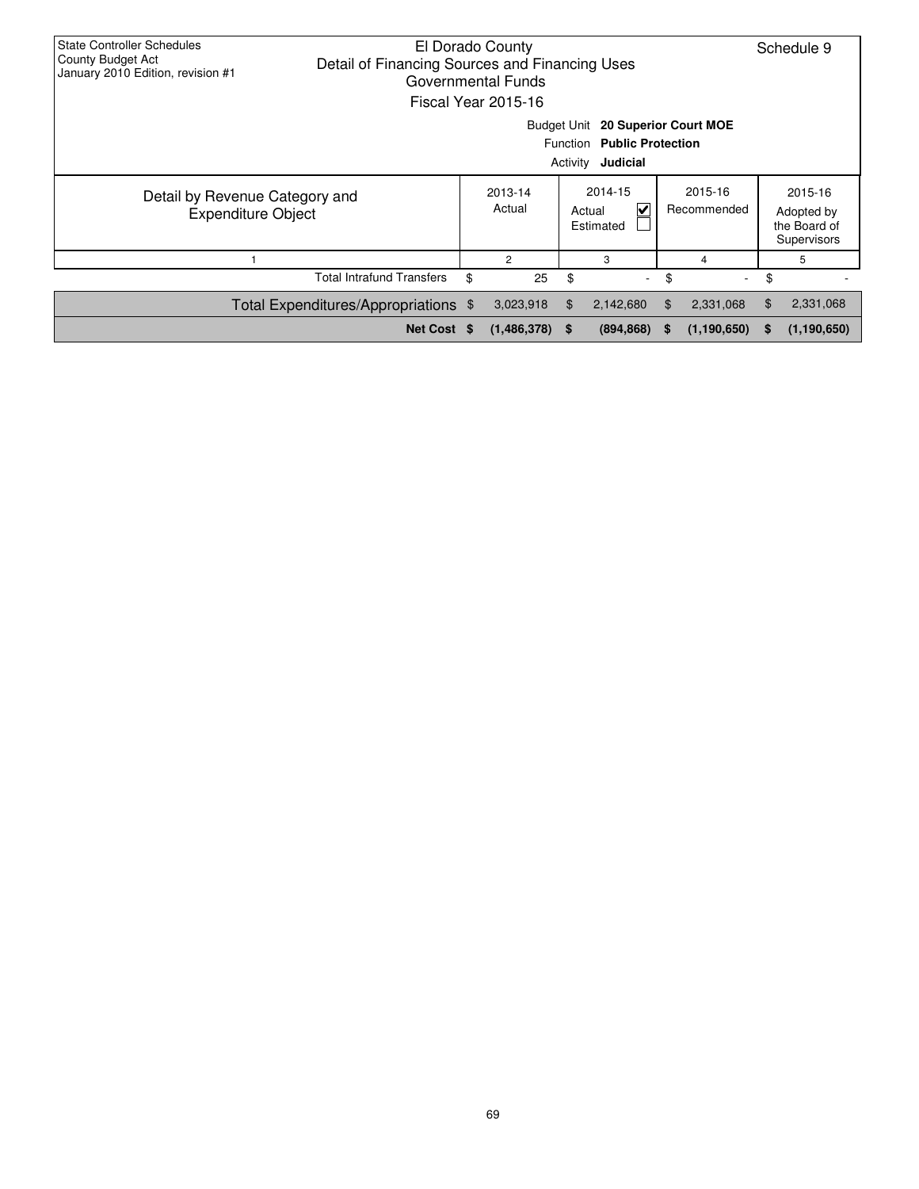State Controller Schedules
County Budget Act
January 2010 Edition, revision #1

# El Dorado County
## Detail of Financing Sources and Financing Uses
### Governmental Funds
### Fiscal Year 2015-16

Schedule 9

Budget Unit **20 Superior Court MOE**
Function **Public Protection**
Activity **Judicial**

| Detail by Revenue Category and Expenditure Object | 2013-14 Actual | 2014-15 Actual ☑ Estimated ☐ | 2015-16 Recommended | 2015-16 Adopted by the Board of Supervisors |
|---|---|---|---|---|
| 1 | 2 | 3 | 4 | 5 |
| Total Intrafund Transfers | $ 25 | $ - | $ - | $ - |
| Total Expenditures/Appropriations | $ 3,023,918 | $ 2,142,680 | $ 2,331,068 | $ 2,331,068 |
| **Net Cost** | **$ (1,486,378)** | **$ (894,868)** | **$ (1,190,650)** | **$ (1,190,650)** |